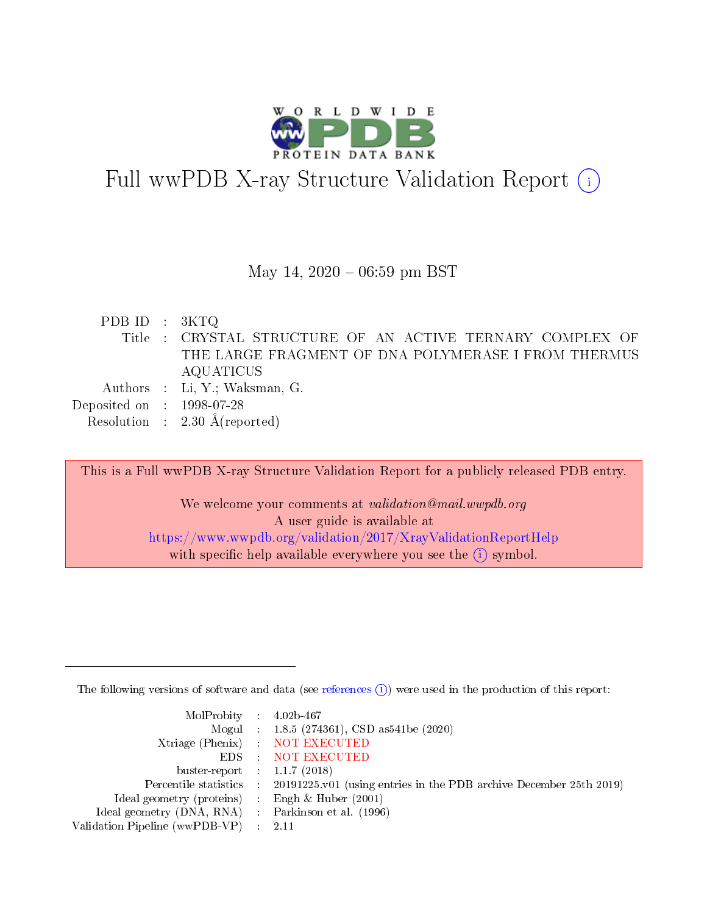# Full wwPDB X-ray Structure Validation Report (i)

May 14, 2020 – 06:59 pm BST

| | | |
|---|---|---|
| PDB ID | : | 3KTQ |
| Title | : | CRYSTAL STRUCTURE OF AN ACTIVE TERNARY COMPLEX OF THE LARGE FRAGMENT OF DNA POLYMERASE I FROM THERMUS AQUATICUS |
| Authors | : | Li, Y.; Waksman, G. |
| Deposited on | : | 1998-07-28 |
| Resolution | : | 2.30 Å(reported) |

This is a Full wwPDB X-ray Structure Validation Report for a publicly released PDB entry.

We welcome your comments at *validation@mail.wwpdb.org*
A user guide is available at
https://www.wwpdb.org/validation/2017/XrayValidationReportHelp
with specific help available everywhere you see the (i) symbol.

---

The following versions of software and data (see references (i)) were used in the production of this report:

| | | |
|---|---|---|
| MolProbity | : | 4.02b-467 |
| Mogul | : | 1.8.5 (274361), CSD as541be (2020) |
| Xtriage (Phenix) | : | NOT EXECUTED |
| EDS | : | NOT EXECUTED |
| buster-report | : | 1.1.7 (2018) |
| Percentile statistics | : | 20191225.v01 (using entries in the PDB archive December 25th 2019) |
| Ideal geometry (proteins) | : | Engh & Huber (2001) |
| Ideal geometry (DNA, RNA) | : | Parkinson et al. (1996) |
| Validation Pipeline (wwPDB-VP) | : | 2.11 |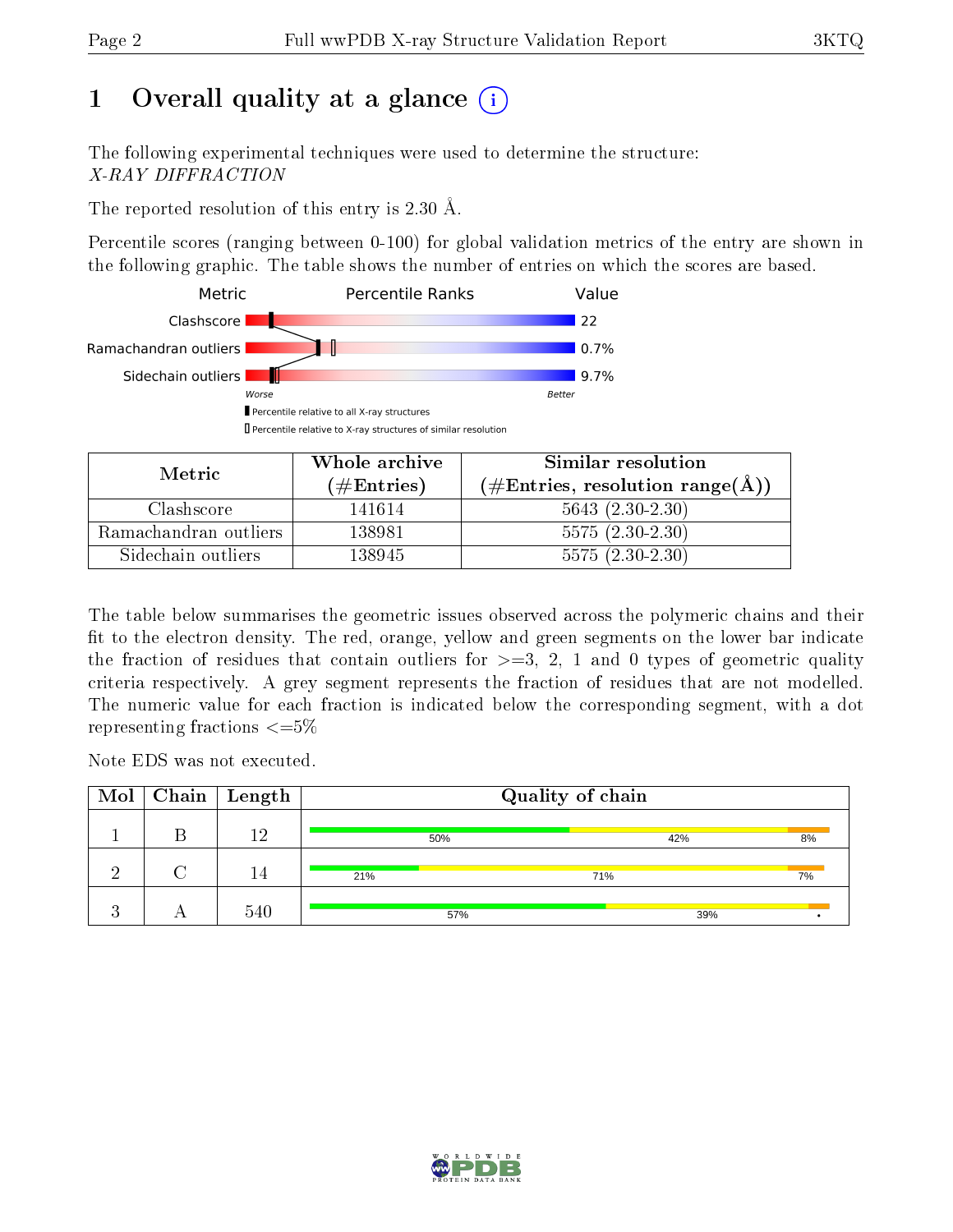# 1 Overall quality at a glance

The following experimental techniques were used to determine the structure:
*X-RAY DIFFRACTION*

The reported resolution of this entry is 2.30 Å.

Percentile scores (ranging between 0-100) for global validation metrics of the entry are shown in the following graphic. The table shows the number of entries on which the scores are based.

| Metric | Percentile Ranks | Value |
|---|---|---|
| Clashscore | | 22 |
| Ramachandran outliers | | 0.7% |
| Sidechain outliers | | 9.7% |

| Metric | Whole archive (#Entries) | Similar resolution (#Entries, resolution range(Å)) |
|---|---|---|
| Clashscore | 141614 | 5643 (2.30-2.30) |
| Ramachandran outliers | 138981 | 5575 (2.30-2.30) |
| Sidechain outliers | 138945 | 5575 (2.30-2.30) |

The table below summarises the geometric issues observed across the polymeric chains and their fit to the electron density. The red, orange, yellow and green segments on the lower bar indicate the fraction of residues that contain outliers for >=3, 2, 1 and 0 types of geometric quality criteria respectively. A grey segment represents the fraction of residues that are not modelled. The numeric value for each fraction is indicated below the corresponding segment, with a dot representing fractions <=5%

Note EDS was not executed.

| Mol | Chain | Length | Quality of chain |
|---|---|---|---|
| 1 | B | 12 | 50% 42% 8% |
| 2 | C | 14 | 21% 71% 7% |
| 3 | A | 540 | 57% 39% • |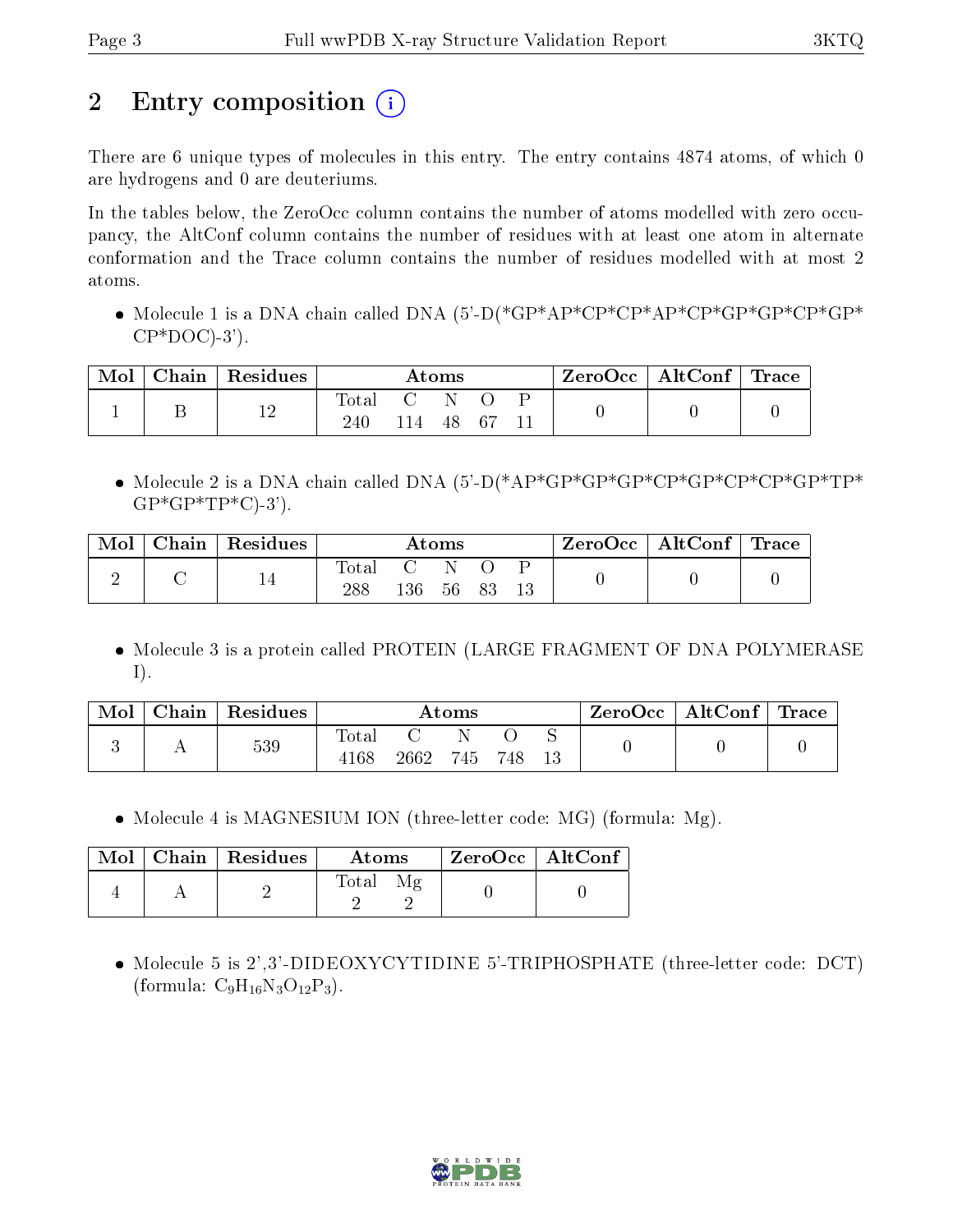# 2 Entry composition

There are 6 unique types of molecules in this entry. The entry contains 4874 atoms, of which 0 are hydrogens and 0 are deuteriums.

In the tables below, the ZeroOcc column contains the number of atoms modelled with zero occupancy, the AltConf column contains the number of residues with at least one atom in alternate conformation and the Trace column contains the number of residues modelled with at most 2 atoms.

- Molecule 1 is a DNA chain called DNA (5'-D(*GP*AP*CP*CP*AP*CP*GP*GP*CP*GP*CP*DOC)-3').

| Mol | Chain | Residues | Atoms | | | | | ZeroOcc | AltConf | Trace |
|---|---|---|---|---|---|---|---|---|---|---|
| | | | Total | C | N | O | P | | | |
| 1 | B | 12 | 240 | 114 | 48 | 67 | 11 | 0 | 0 | 0 |

- Molecule 2 is a DNA chain called DNA (5'-D(*AP*GP*GP*GP*CP*GP*CP*CP*GP*TP*GP*GP*TP*C)-3').

| Mol | Chain | Residues | Atoms | | | | | ZeroOcc | AltConf | Trace |
|---|---|---|---|---|---|---|---|---|---|---|
| | | | Total | C | N | O | P | | | |
| 2 | C | 14 | 288 | 136 | 56 | 83 | 13 | 0 | 0 | 0 |

- Molecule 3 is a protein called PROTEIN (LARGE FRAGMENT OF DNA POLYMERASE I).

| Mol | Chain | Residues | Atoms | | | | | ZeroOcc | AltConf | Trace |
|---|---|---|---|---|---|---|---|---|---|---|
| | | | Total | C | N | O | S | | | |
| 3 | A | 539 | 4168 | 2662 | 745 | 748 | 13 | 0 | 0 | 0 |

- Molecule 4 is MAGNESIUM ION (three-letter code: MG) (formula: Mg).

| Mol | Chain | Residues | Atoms | | ZeroOcc | AltConf |
|---|---|---|---|---|---|---|
| | | | Total | Mg | | |
| 4 | A | 2 | 2 | 2 | 0 | 0 |

- Molecule 5 is 2',3'-DIDEOXYCYTIDINE 5'-TRIPHOSPHATE (three-letter code: DCT) (formula: $C_9H_{16}N_3O_{12}P_3$).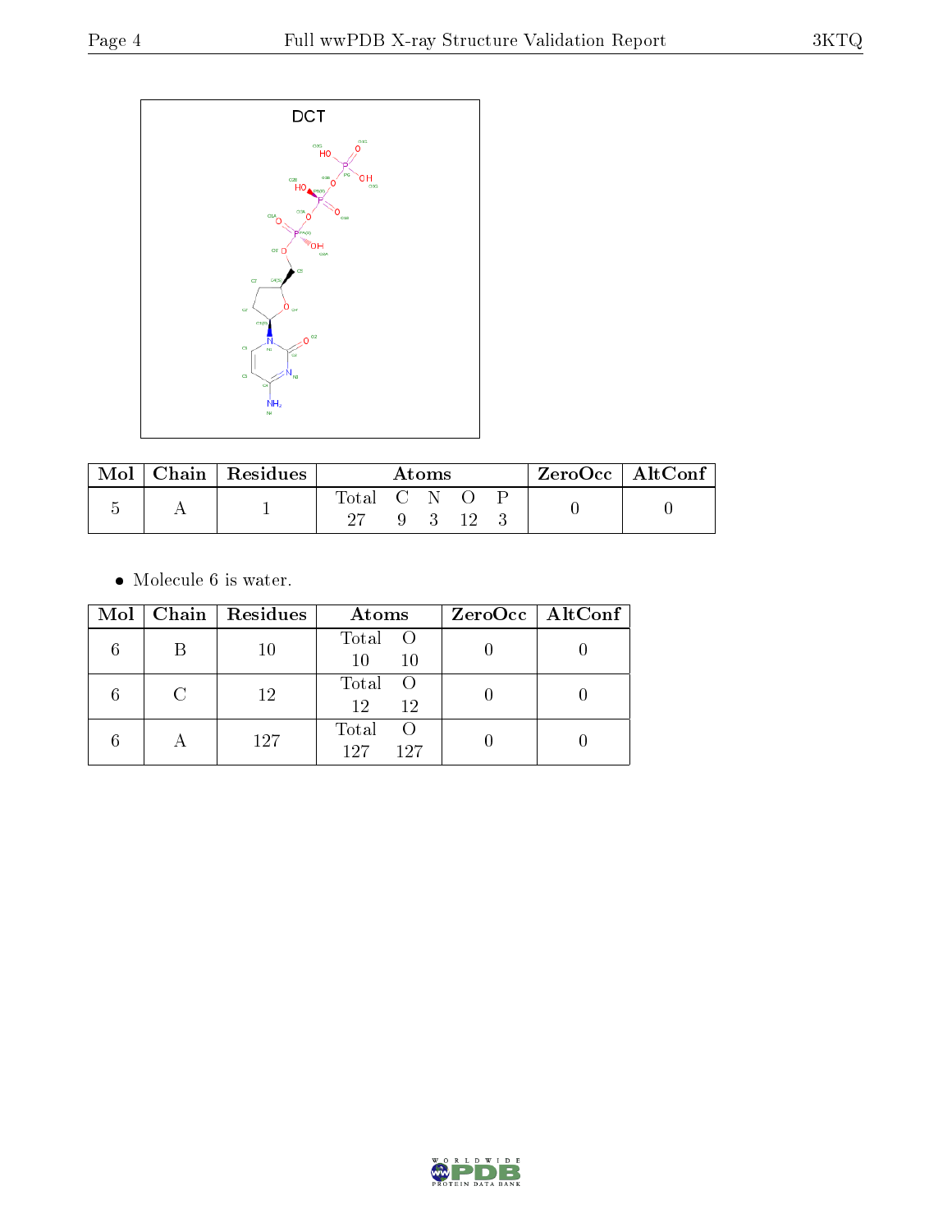DCT

| Mol | Chain | Residues | Atoms | | | | | ZeroOcc | AltConf |
|---|---|---|---|---|---|---|---|---|---|
| | | | Total | C | N | O | P | | |
| 5 | A | 1 | 27 | 9 | 3 | 12 | 3 | 0 | 0 |

- Molecule 6 is water.

| Mol | Chain | Residues | Atoms | | ZeroOcc | AltConf |
|---|---|---|---|---|---|---|
| | | | Total | O | | |
| 6 | B | 10 | 10 | 10 | 0 | 0 |
| 6 | C | 12 | 12 | 12 | 0 | 0 |
| 6 | A | 127 | 127 | 127 | 0 | 0 |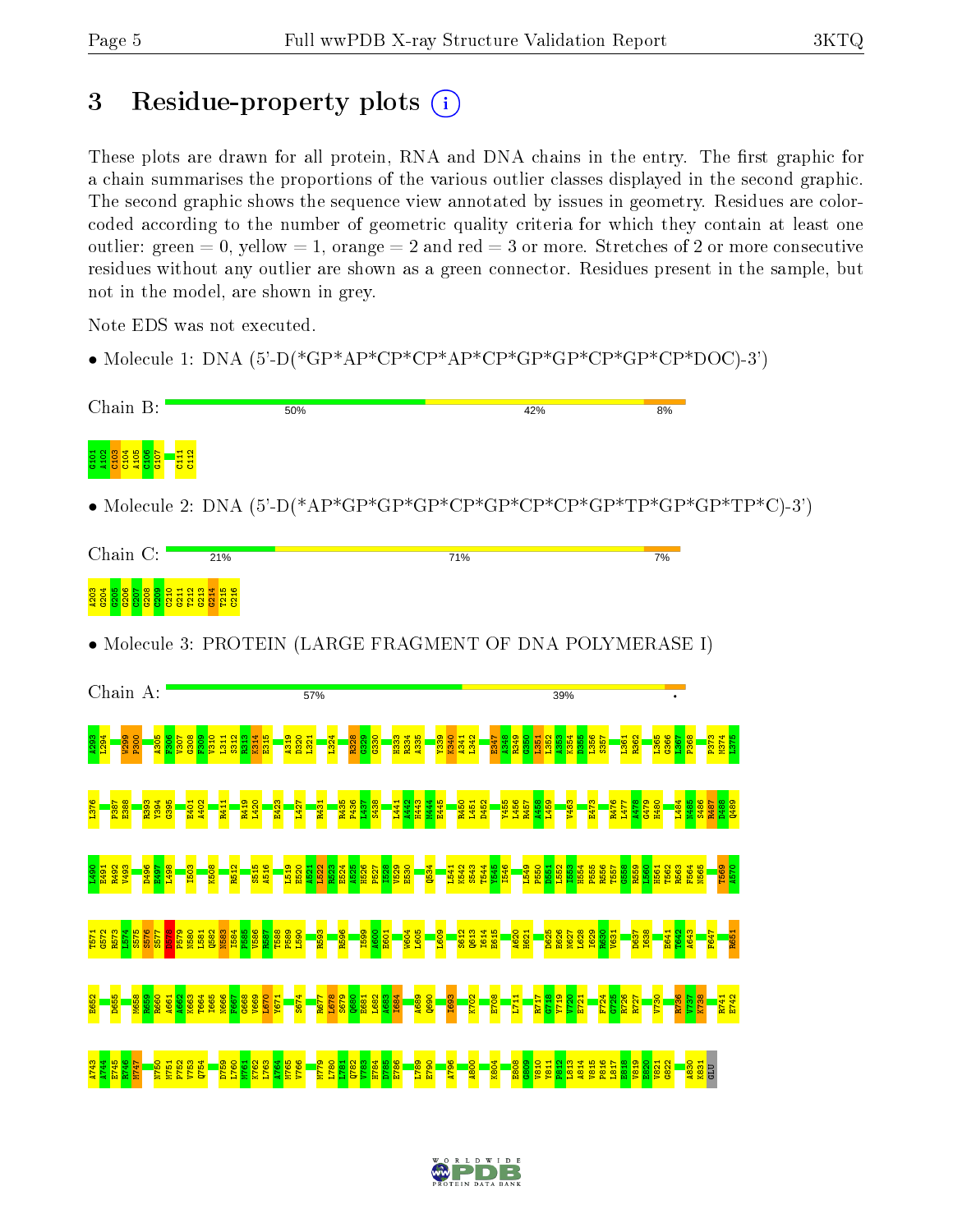# 3 Residue-property plots

These plots are drawn for all protein, RNA and DNA chains in the entry. The first graphic for a chain summarises the proportions of the various outlier classes displayed in the second graphic. The second graphic shows the sequence view annotated by issues in geometry. Residues are color-coded according to the number of geometric quality criteria for which they contain at least one outlier: green = 0, yellow = 1, orange = 2 and red = 3 or more. Stretches of 2 or more consecutive residues without any outlier are shown as a green connector. Residues present in the sample, but not in the model, are shown in grey.

Note EDS was not executed.

- Molecule 1: DNA (5'-D(*GP*AP*CP*CP*AP*CP*GP*GP*CP*GP*CP*DOC)-3')

Chain B: 50% 42% 8%

G101 A102 C103 C104 A105 G106 G107 C111 C112

- Molecule 2: DNA (5'-D(*AP*GP*GP*GP*CP*GP*CP*CP*GP*TP*GP*GP*TP*C)-3')

Chain C: 21% 71% 7%

A203 G204 G205 G206 C207 G208 C209 C210 G211 T212 G213 G214 T215 C216

- Molecule 3: PROTEIN (LARGE FRAGMENT OF DNA POLYMERASE I)

Chain A: 57% 39% •

A293 L294 W299 P300 A305 F306 V307 G308 F309 V310 L311 S312 R313 K314 E315 A319 D320 L321 L324 R328 G329 G330 H333 R334 A335 Y339 K340 A341 L342 E347 A348 R349 G350 L351 L352 A353 K354 D355 L356 S357 L361 R362 L365 G366 L367 P368 P373 M374 L375 L376 P387 E388 R393 Y394 G395 E401 A402 R411 R419 L420 E423 L427 R431 R435 P436 L437 S438 L441 A442 H443 M444 E445 R450 L451 D452 Y455 L456 R457 A458 L459 V463 E473 R476 L477 A478 G479 H480 L484 N485 S486 R487 D488 Q489 L490 E491 R492 V493 D496 E497 L498 I503 K508 R512 S515 A516 L519 E520 A521 L522 R523 E524 A525 H526 P527 I528 V529 E530 Q534 L541 K542 S543 T544 Y545 I546 L549 P550 D551 L552 I553 H554 P555 R556 T557 G558 R559 L560 H561 T562 R563 F564 N565 T569 A570 T571 G572 R573 L574 S575 S576 S577 D578 P579 N580 L581 Q582 N583 I584 P585 V586 R587 T588 P589 L590 R593 R596 I599 A600 E601 W604 L605 L609 S612 Q613 I614 E615 A620 H621 D625 E626 N627 L628 I629 R630 V631 D637 I638 E641 T642 A643 F647 R651 E652 D655 M658 R659 R660 A661 A662 K663 T664 I665 N666 F667 G668 V669 L670 Y671 S674 R677 L678 S679 Q680 E681 L682 A683 I684 A689 Q690 I693 K702 E708 L711 R717 G718 Y719 V720 E721 F724 G725 R726 R727 V730 R736 V737 K738 R741 E742 A743 A744 E745 R746 M747 N750 M751 P752 V753 Q754 D759 L760 M761 K762 L763 A764 M765 V766 M779 L780 L781 Q782 V783 H784 D785 E786 L789 E790 A796 A800 K804 E808 G809 V810 Y811 P812 L813 A814 V815 P816 L817 E818 V819 E820 V821 G822 A830 K831 GLU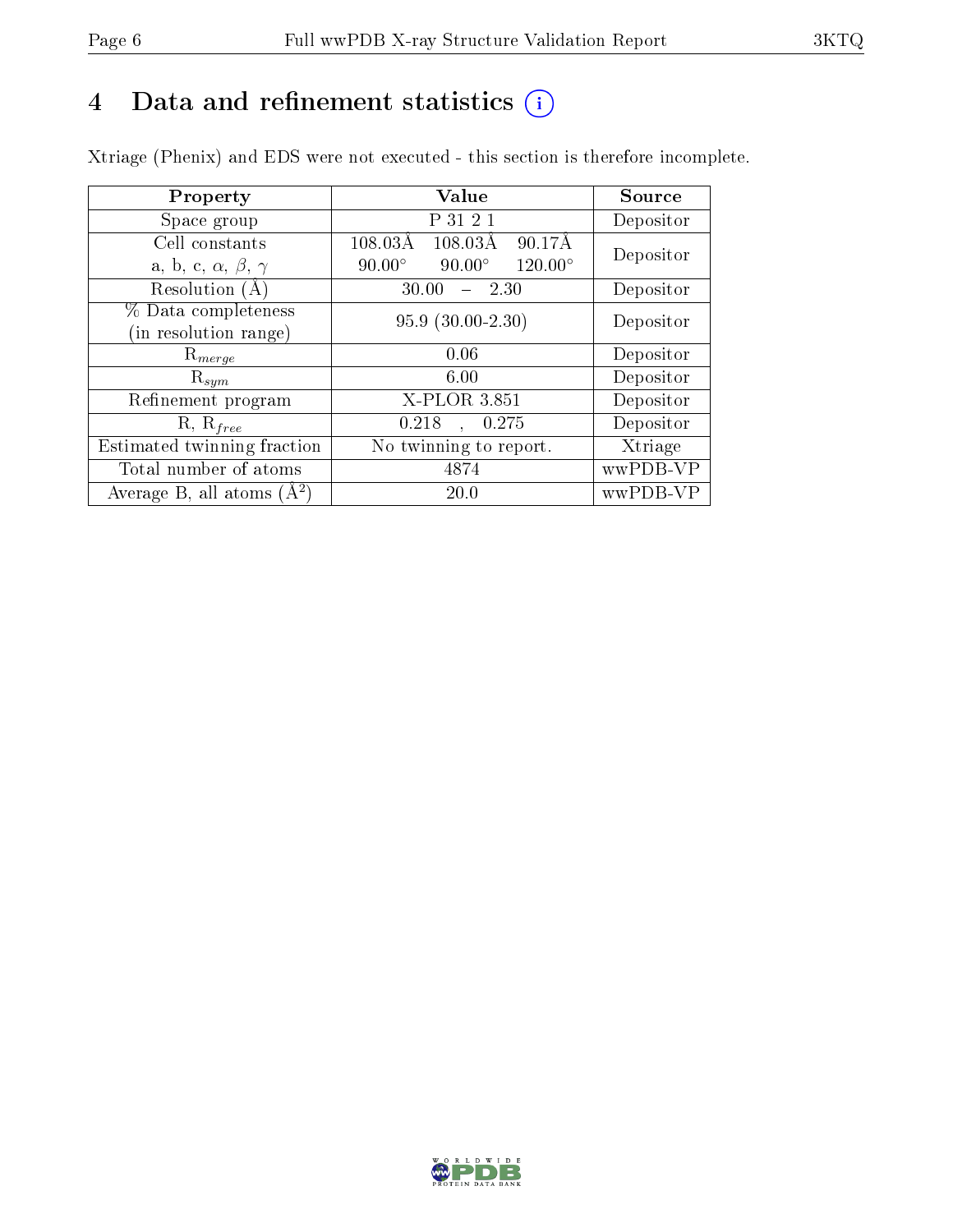# 4 Data and refinement statistics

Xtriage (Phenix) and EDS were not executed - this section is therefore incomplete.

| Property | Value | Source |
|---|---|---|
| Space group | P 31 2 1 | Depositor |
| Cell constants<br>a, b, c, $\alpha$, $\beta$, $\gamma$ | 108.03Å 108.03Å 90.17Å<br>90.00° 90.00° 120.00° | Depositor |
| Resolution (Å) | 30.00 – 2.30 | Depositor |
| % Data completeness<br>(in resolution range) | 95.9 (30.00-2.30) | Depositor |
| $R_{merge}$ | 0.06 | Depositor |
| $R_{sym}$ | 6.00 | Depositor |
| Refinement program | X-PLOR 3.851 | Depositor |
| R, $R_{free}$ | 0.218 , 0.275 | Depositor |
| Estimated twinning fraction | No twinning to report. | Xtriage |
| Total number of atoms | 4874 | wwPDB-VP |
| Average B, all atoms (Å$^2$) | 20.0 | wwPDB-VP |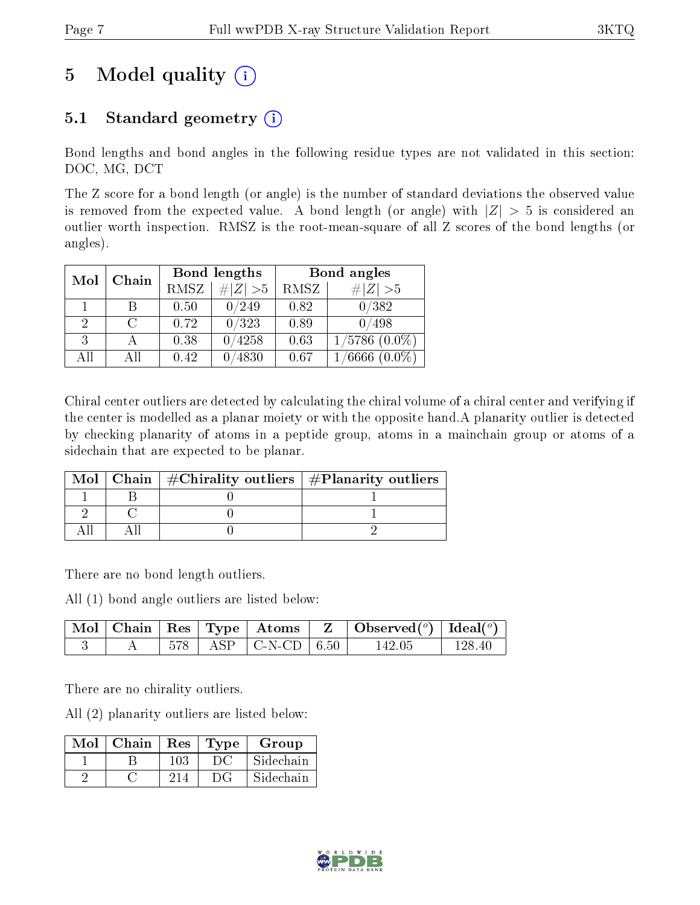# 5 Model quality

## 5.1 Standard geometry

Bond lengths and bond angles in the following residue types are not validated in this section: DOC, MG, DCT

The Z score for a bond length (or angle) is the number of standard deviations the observed value is removed from the expected value. A bond length (or angle) with $|Z| > 5$ is considered an outlier worth inspection. RMSZ is the root-mean-square of all Z scores of the bond lengths (or angles).

| Mol | Chain | Bond lengths | | Bond angles | |
|---|---|---|---|---|---|
| | | RMSZ | $\#\|Z\| > 5$ | RMSZ | $\#\|Z\| > 5$ |
| 1 | B | 0.50 | 0/249 | 0.82 | 0/382 |
| 2 | C | 0.72 | 0/323 | 0.89 | 0/498 |
| 3 | A | 0.38 | 0/4258 | 0.63 | 1/5786 (0.0%) |
| All | All | 0.42 | 0/4830 | 0.67 | 1/6666 (0.0%) |

Chiral center outliers are detected by calculating the chiral volume of a chiral center and verifying if the center is modelled as a planar moiety or with the opposite hand.A planarity outlier is detected by checking planarity of atoms in a peptide group, atoms in a mainchain group or atoms of a sidechain that are expected to be planar.

| Mol | Chain | #Chirality outliers | #Planarity outliers |
|---|---|---|---|
| 1 | B | 0 | 1 |
| 2 | C | 0 | 1 |
| All | All | 0 | 2 |

There are no bond length outliers.

All (1) bond angle outliers are listed below:

| Mol | Chain | Res | Type | Atoms | Z | Observed($^o$) | Ideal($^o$) |
|---|---|---|---|---|---|---|---|
| 3 | A | 578 | ASP | C-N-CD | 6.50 | 142.05 | 128.40 |

There are no chirality outliers.

All (2) planarity outliers are listed below:

| Mol | Chain | Res | Type | Group |
|---|---|---|---|---|
| 1 | B | 103 | DC | Sidechain |
| 2 | C | 214 | DG | Sidechain |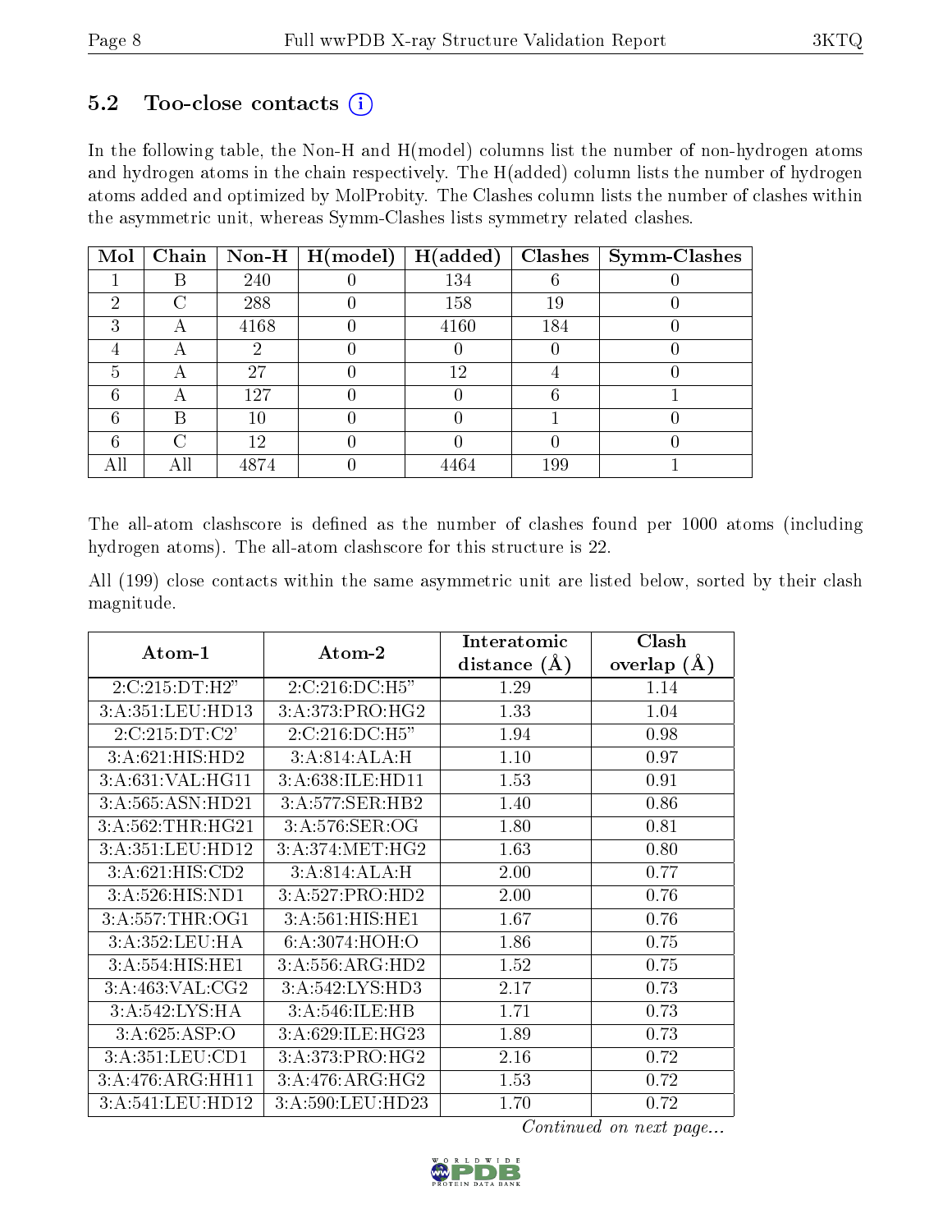### 5.2 Too-close contacts (i)

In the following table, the Non-H and H(model) columns list the number of non-hydrogen atoms and hydrogen atoms in the chain respectively. The H(added) column lists the number of hydrogen atoms added and optimized by MolProbity. The Clashes column lists the number of clashes within the asymmetric unit, whereas Symm-Clashes lists symmetry related clashes.

| Mol | Chain | Non-H | H(model) | H(added) | Clashes | Symm-Clashes |
|---|---|---|---|---|---|---|
| 1 | B | 240 | 0 | 134 | 6 | 0 |
| 2 | C | 288 | 0 | 158 | 19 | 0 |
| 3 | A | 4168 | 0 | 4160 | 184 | 0 |
| 4 | A | 2 | 0 | 0 | 0 | 0 |
| 5 | A | 27 | 0 | 12 | 4 | 0 |
| 6 | A | 127 | 0 | 0 | 6 | 1 |
| 6 | B | 10 | 0 | 0 | 1 | 0 |
| 6 | C | 12 | 0 | 0 | 0 | 0 |
| All | All | 4874 | 0 | 4464 | 199 | 1 |

The all-atom clashscore is defined as the number of clashes found per 1000 atoms (including hydrogen atoms). The all-atom clashscore for this structure is 22.

All (199) close contacts within the same asymmetric unit are listed below, sorted by their clash magnitude.

| Atom-1 | Atom-2 | Interatomic distance (Å) | Clash overlap (Å) |
|---|---|---|---|
| 2:C:215:DT:H2" | 2:C:216:DC:H5" | 1.29 | 1.14 |
| 3:A:351:LEU:HD13 | 3:A:373:PRO:HG2 | 1.33 | 1.04 |
| 2:C:215:DT:C2' | 2:C:216:DC:H5" | 1.94 | 0.98 |
| 3:A:621:HIS:HD2 | 3:A:814:ALA:H | 1.10 | 0.97 |
| 3:A:631:VAL:HG11 | 3:A:638:ILE:HD11 | 1.53 | 0.91 |
| 3:A:565:ASN:HD21 | 3:A:577:SER:HB2 | 1.40 | 0.86 |
| 3:A:562:THR:HG21 | 3:A:576:SER:OG | 1.80 | 0.81 |
| 3:A:351:LEU:HD12 | 3:A:374:MET:HG2 | 1.63 | 0.80 |
| 3:A:621:HIS:CD2 | 3:A:814:ALA:H | 2.00 | 0.77 |
| 3:A:526:HIS:ND1 | 3:A:527:PRO:HD2 | 2.00 | 0.76 |
| 3:A:557:THR:OG1 | 3:A:561:HIS:HE1 | 1.67 | 0.76 |
| 3:A:352:LEU:HA | 6:A:3074:HOH:O | 1.86 | 0.75 |
| 3:A:554:HIS:HE1 | 3:A:556:ARG:HD2 | 1.52 | 0.75 |
| 3:A:463:VAL:CG2 | 3:A:542:LYS:HD3 | 2.17 | 0.73 |
| 3:A:542:LYS:HA | 3:A:546:ILE:HB | 1.71 | 0.73 |
| 3:A:625:ASP:O | 3:A:629:ILE:HG23 | 1.89 | 0.73 |
| 3:A:351:LEU:CD1 | 3:A:373:PRO:HG2 | 2.16 | 0.72 |
| 3:A:476:ARG:HH11 | 3:A:476:ARG:HG2 | 1.53 | 0.72 |
| 3:A:541:LEU:HD12 | 3:A:590:LEU:HD23 | 1.70 | 0.72 |

*Continued on next page...*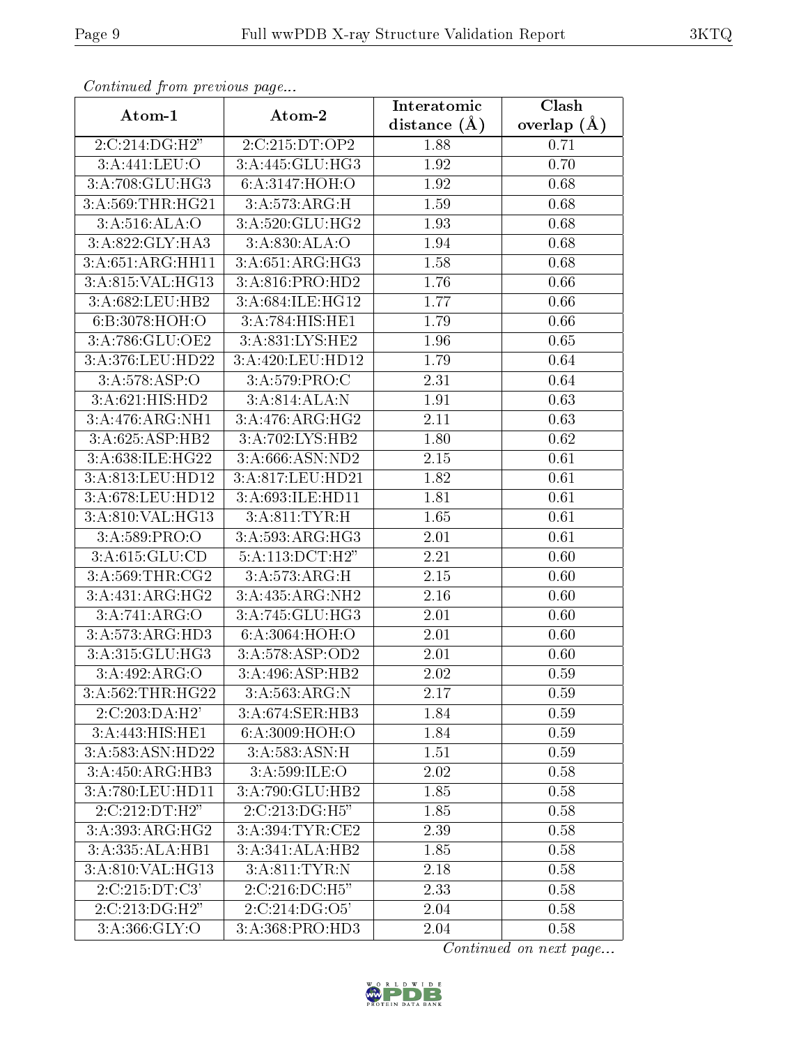*Continued from previous page...*

| Atom-1 | Atom-2 | Interatomic distance (Å) | Clash overlap (Å) |
| --- | --- | --- | --- |
| 2:C:214:DG:H2" | 2:C:215:DT:OP2 | 1.88 | 0.71 |
| 3:A:441:LEU:O | 3:A:445:GLU:HG3 | 1.92 | 0.70 |
| 3:A:708:GLU:HG3 | 6:A:3147:HOH:O | 1.92 | 0.68 |
| 3:A:569:THR:HG21 | 3:A:573:ARG:H | 1.59 | 0.68 |
| 3:A:516:ALA:O | 3:A:520:GLU:HG2 | 1.93 | 0.68 |
| 3:A:822:GLY:HA3 | 3:A:830:ALA:O | 1.94 | 0.68 |
| 3:A:651:ARG:HH11 | 3:A:651:ARG:HG3 | 1.58 | 0.68 |
| 3:A:815:VAL:HG13 | 3:A:816:PRO:HD2 | 1.76 | 0.66 |
| 3:A:682:LEU:HB2 | 3:A:684:ILE:HG12 | 1.77 | 0.66 |
| 6:B:3078:HOH:O | 3:A:784:HIS:HE1 | 1.79 | 0.66 |
| 3:A:786:GLU:OE2 | 3:A:831:LYS:HE2 | 1.96 | 0.65 |
| 3:A:376:LEU:HD22 | 3:A:420:LEU:HD12 | 1.79 | 0.64 |
| 3:A:578:ASP:O | 3:A:579:PRO:C | 2.31 | 0.64 |
| 3:A:621:HIS:HD2 | 3:A:814:ALA:N | 1.91 | 0.63 |
| 3:A:476:ARG:NH1 | 3:A:476:ARG:HG2 | 2.11 | 0.63 |
| 3:A:625:ASP:HB2 | 3:A:702:LYS:HB2 | 1.80 | 0.62 |
| 3:A:638:ILE:HG22 | 3:A:666:ASN:ND2 | 2.15 | 0.61 |
| 3:A:813:LEU:HD12 | 3:A:817:LEU:HD21 | 1.82 | 0.61 |
| 3:A:678:LEU:HD12 | 3:A:693:ILE:HD11 | 1.81 | 0.61 |
| 3:A:810:VAL:HG13 | 3:A:811:TYR:H | 1.65 | 0.61 |
| 3:A:589:PRO:O | 3:A:593:ARG:HG3 | 2.01 | 0.61 |
| 3:A:615:GLU:CD | 5:A:113:DCT:H2" | 2.21 | 0.60 |
| 3:A:569:THR:CG2 | 3:A:573:ARG:H | 2.15 | 0.60 |
| 3:A:431:ARG:HG2 | 3:A:435:ARG:NH2 | 2.16 | 0.60 |
| 3:A:741:ARG:O | 3:A:745:GLU:HG3 | 2.01 | 0.60 |
| 3:A:573:ARG:HD3 | 6:A:3064:HOH:O | 2.01 | 0.60 |
| 3:A:315:GLU:HG3 | 3:A:578:ASP:OD2 | 2.01 | 0.60 |
| 3:A:492:ARG:O | 3:A:496:ASP:HB2 | 2.02 | 0.59 |
| 3:A:562:THR:HG22 | 3:A:563:ARG:N | 2.17 | 0.59 |
| 2:C:203:DA:H2' | 3:A:674:SER:HB3 | 1.84 | 0.59 |
| 3:A:443:HIS:HE1 | 6:A:3009:HOH:O | 1.84 | 0.59 |
| 3:A:583:ASN:HD22 | 3:A:583:ASN:H | 1.51 | 0.59 |
| 3:A:450:ARG:HB3 | 3:A:599:ILE:O | 2.02 | 0.58 |
| 3:A:780:LEU:HD11 | 3:A:790:GLU:HB2 | 1.85 | 0.58 |
| 2:C:212:DT:H2" | 2:C:213:DG:H5" | 1.85 | 0.58 |
| 3:A:393:ARG:HG2 | 3:A:394:TYR:CE2 | 2.39 | 0.58 |
| 3:A:335:ALA:HB1 | 3:A:341:ALA:HB2 | 1.85 | 0.58 |
| 3:A:810:VAL:HG13 | 3:A:811:TYR:N | 2.18 | 0.58 |
| 2:C:215:DT:C3' | 2:C:216:DC:H5" | 2.33 | 0.58 |
| 2:C:213:DG:H2" | 2:C:214:DG:O5' | 2.04 | 0.58 |
| 3:A:366:GLY:O | 3:A:368:PRO:HD3 | 2.04 | 0.58 |

*Continued on next page...*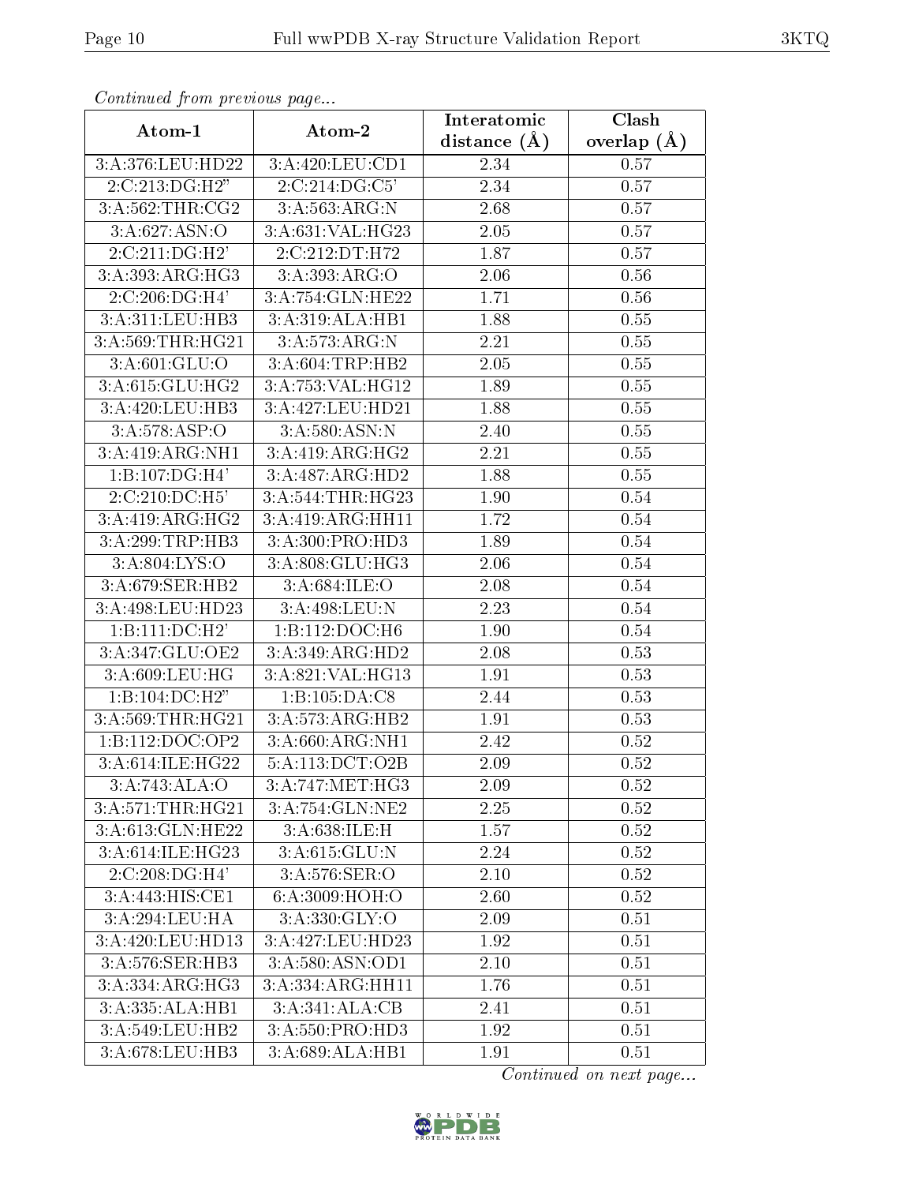*Continued from previous page...*

| Atom-1 | Atom-2 | Interatomic distance (Å) | Clash overlap (Å) |
|---|---|---|---|
| 3:A:376:LEU:HD22 | 3:A:420:LEU:CD1 | 2.34 | 0.57 |
| 2:C:213:DG:H2" | 2:C:214:DG:C5' | 2.34 | 0.57 |
| 3:A:562:THR:CG2 | 3:A:563:ARG:N | 2.68 | 0.57 |
| 3:A:627:ASN:O | 3:A:631:VAL:HG23 | 2.05 | 0.57 |
| 2:C:211:DG:H2' | 2:C:212:DT:H72 | 1.87 | 0.57 |
| 3:A:393:ARG:HG3 | 3:A:393:ARG:O | 2.06 | 0.56 |
| 2:C:206:DG:H4' | 3:A:754:GLN:HE22 | 1.71 | 0.56 |
| 3:A:311:LEU:HB3 | 3:A:319:ALA:HB1 | 1.88 | 0.55 |
| 3:A:569:THR:HG21 | 3:A:573:ARG:N | 2.21 | 0.55 |
| 3:A:601:GLU:O | 3:A:604:TRP:HB2 | 2.05 | 0.55 |
| 3:A:615:GLU:HG2 | 3:A:753:VAL:HG12 | 1.89 | 0.55 |
| 3:A:420:LEU:HB3 | 3:A:427:LEU:HD21 | 1.88 | 0.55 |
| 3:A:578:ASP:O | 3:A:580:ASN:N | 2.40 | 0.55 |
| 3:A:419:ARG:NH1 | 3:A:419:ARG:HG2 | 2.21 | 0.55 |
| 1:B:107:DG:H4' | 3:A:487:ARG:HD2 | 1.88 | 0.55 |
| 2:C:210:DC:H5' | 3:A:544:THR:HG23 | 1.90 | 0.54 |
| 3:A:419:ARG:HG2 | 3:A:419:ARG:HH11 | 1.72 | 0.54 |
| 3:A:299:TRP:HB3 | 3:A:300:PRO:HD3 | 1.89 | 0.54 |
| 3:A:804:LYS:O | 3:A:808:GLU:HG3 | 2.06 | 0.54 |
| 3:A:679:SER:HB2 | 3:A:684:ILE:O | 2.08 | 0.54 |
| 3:A:498:LEU:HD23 | 3:A:498:LEU:N | 2.23 | 0.54 |
| 1:B:111:DC:H2' | 1:B:112:DOC:H6 | 1.90 | 0.54 |
| 3:A:347:GLU:OE2 | 3:A:349:ARG:HD2 | 2.08 | 0.53 |
| 3:A:609:LEU:HG | 3:A:821:VAL:HG13 | 1.91 | 0.53 |
| 1:B:104:DC:H2" | 1:B:105:DA:C8 | 2.44 | 0.53 |
| 3:A:569:THR:HG21 | 3:A:573:ARG:HB2 | 1.91 | 0.53 |
| 1:B:112:DOC:OP2 | 3:A:660:ARG:NH1 | 2.42 | 0.52 |
| 3:A:614:ILE:HG22 | 5:A:113:DCT:O2B | 2.09 | 0.52 |
| 3:A:743:ALA:O | 3:A:747:MET:HG3 | 2.09 | 0.52 |
| 3:A:571:THR:HG21 | 3:A:754:GLN:NE2 | 2.25 | 0.52 |
| 3:A:613:GLN:HE22 | 3:A:638:ILE:H | 1.57 | 0.52 |
| 3:A:614:ILE:HG23 | 3:A:615:GLU:N | 2.24 | 0.52 |
| 2:C:208:DG:H4' | 3:A:576:SER:O | 2.10 | 0.52 |
| 3:A:443:HIS:CE1 | 6:A:3009:HOH:O | 2.60 | 0.52 |
| 3:A:294:LEU:HA | 3:A:330:GLY:O | 2.09 | 0.51 |
| 3:A:420:LEU:HD13 | 3:A:427:LEU:HD23 | 1.92 | 0.51 |
| 3:A:576:SER:HB3 | 3:A:580:ASN:OD1 | 2.10 | 0.51 |
| 3:A:334:ARG:HG3 | 3:A:334:ARG:HH11 | 1.76 | 0.51 |
| 3:A:335:ALA:HB1 | 3:A:341:ALA:CB | 2.41 | 0.51 |
| 3:A:549:LEU:HB2 | 3:A:550:PRO:HD3 | 1.92 | 0.51 |
| 3:A:678:LEU:HB3 | 3:A:689:ALA:HB1 | 1.91 | 0.51 |

*Continued on next page...*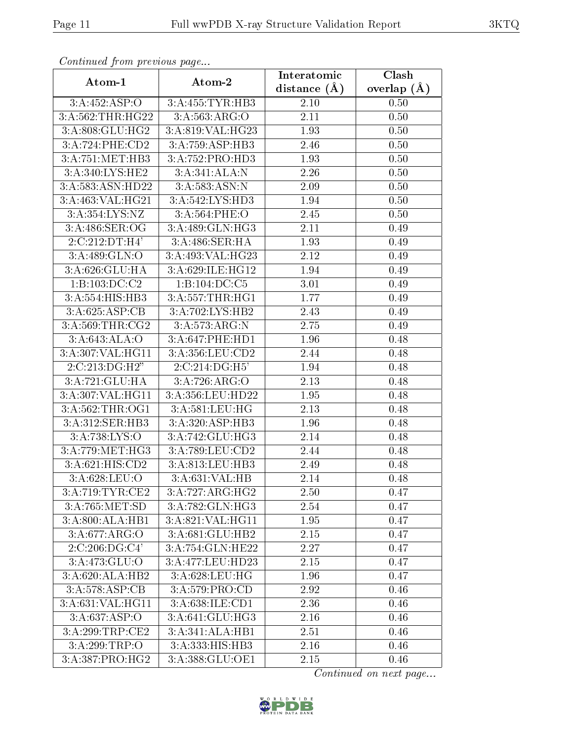*Continued from previous page...*

| Atom-1 | Atom-2 | Interatomic distance (Å) | Clash overlap (Å) |
|---|---|---|---|
| 3:A:452:ASP:O | 3:A:455:TYR:HB3 | 2.10 | 0.50 |
| 3:A:562:THR:HG22 | 3:A:563:ARG:O | 2.11 | 0.50 |
| 3:A:808:GLU:HG2 | 3:A:819:VAL:HG23 | 1.93 | 0.50 |
| 3:A:724:PHE:CD2 | 3:A:759:ASP:HB3 | 2.46 | 0.50 |
| 3:A:751:MET:HB3 | 3:A:752:PRO:HD3 | 1.93 | 0.50 |
| 3:A:340:LYS:HE2 | 3:A:341:ALA:N | 2.26 | 0.50 |
| 3:A:583:ASN:HD22 | 3:A:583:ASN:N | 2.09 | 0.50 |
| 3:A:463:VAL:HG21 | 3:A:542:LYS:HD3 | 1.94 | 0.50 |
| 3:A:354:LYS:NZ | 3:A:564:PHE:O | 2.45 | 0.50 |
| 3:A:486:SER:OG | 3:A:489:GLN:HG3 | 2.11 | 0.49 |
| 2:C:212:DT:H4' | 3:A:486:SER:HA | 1.93 | 0.49 |
| 3:A:489:GLN:O | 3:A:493:VAL:HG23 | 2.12 | 0.49 |
| 3:A:626:GLU:HA | 3:A:629:ILE:HG12 | 1.94 | 0.49 |
| 1:B:103:DC:C2 | 1:B:104:DC:C5 | 3.01 | 0.49 |
| 3:A:554:HIS:HB3 | 3:A:557:THR:HG1 | 1.77 | 0.49 |
| 3:A:625:ASP:CB | 3:A:702:LYS:HB2 | 2.43 | 0.49 |
| 3:A:569:THR:CG2 | 3:A:573:ARG:N | 2.75 | 0.49 |
| 3:A:643:ALA:O | 3:A:647:PHE:HD1 | 1.96 | 0.48 |
| 3:A:307:VAL:HG11 | 3:A:356:LEU:CD2 | 2.44 | 0.48 |
| 2:C:213:DG:H2" | 2:C:214:DG:H5' | 1.94 | 0.48 |
| 3:A:721:GLU:HA | 3:A:726:ARG:O | 2.13 | 0.48 |
| 3:A:307:VAL:HG11 | 3:A:356:LEU:HD22 | 1.95 | 0.48 |
| 3:A:562:THR:OG1 | 3:A:581:LEU:HG | 2.13 | 0.48 |
| 3:A:312:SER:HB3 | 3:A:320:ASP:HB3 | 1.96 | 0.48 |
| 3:A:738:LYS:O | 3:A:742:GLU:HG3 | 2.14 | 0.48 |
| 3:A:779:MET:HG3 | 3:A:789:LEU:CD2 | 2.44 | 0.48 |
| 3:A:621:HIS:CD2 | 3:A:813:LEU:HB3 | 2.49 | 0.48 |
| 3:A:628:LEU:O | 3:A:631:VAL:HB | 2.14 | 0.48 |
| 3:A:719:TYR:CE2 | 3:A:727:ARG:HG2 | 2.50 | 0.47 |
| 3:A:765:MET:SD | 3:A:782:GLN:HG3 | 2.54 | 0.47 |
| 3:A:800:ALA:HB1 | 3:A:821:VAL:HG11 | 1.95 | 0.47 |
| 3:A:677:ARG:O | 3:A:681:GLU:HB2 | 2.15 | 0.47 |
| 2:C:206:DG:C4' | 3:A:754:GLN:HE22 | 2.27 | 0.47 |
| 3:A:473:GLU:O | 3:A:477:LEU:HD23 | 2.15 | 0.47 |
| 3:A:620:ALA:HB2 | 3:A:628:LEU:HG | 1.96 | 0.47 |
| 3:A:578:ASP:CB | 3:A:579:PRO:CD | 2.92 | 0.46 |
| 3:A:631:VAL:HG11 | 3:A:638:ILE:CD1 | 2.36 | 0.46 |
| 3:A:637:ASP:O | 3:A:641:GLU:HG3 | 2.16 | 0.46 |
| 3:A:299:TRP:CE2 | 3:A:341:ALA:HB1 | 2.51 | 0.46 |
| 3:A:299:TRP:O | 3:A:333:HIS:HB3 | 2.16 | 0.46 |
| 3:A:387:PRO:HG2 | 3:A:388:GLU:OE1 | 2.15 | 0.46 |

*Continued on next page...*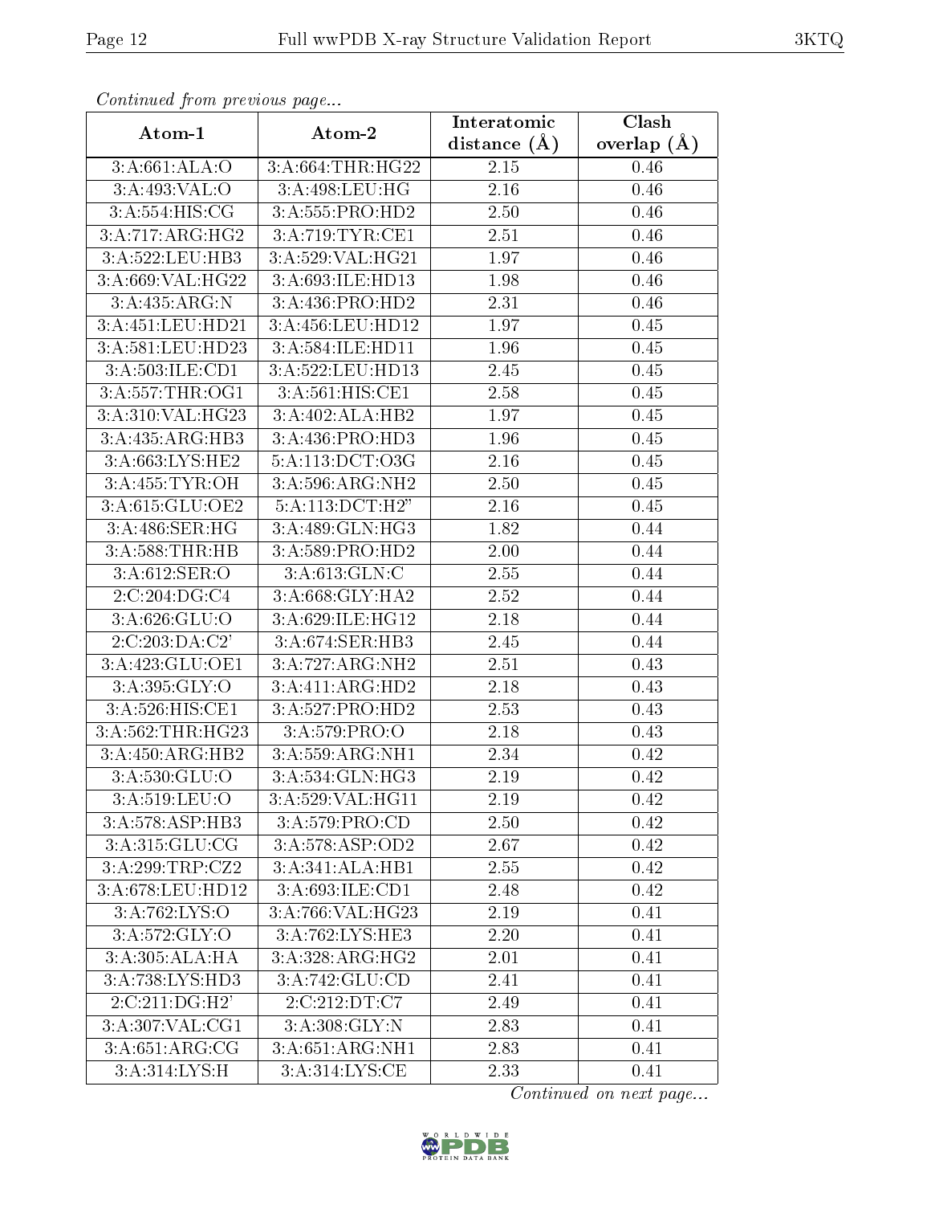*Continued from previous page...*

| Atom-1 | Atom-2 | Interatomic distance (Å) | Clash overlap (Å) |
| --- | --- | --- | --- |
| 3:A:661:ALA:O | 3:A:664:THR:HG22 | 2.15 | 0.46 |
| 3:A:493:VAL:O | 3:A:498:LEU:HG | 2.16 | 0.46 |
| 3:A:554:HIS:CG | 3:A:555:PRO:HD2 | 2.50 | 0.46 |
| 3:A:717:ARG:HG2 | 3:A:719:TYR:CE1 | 2.51 | 0.46 |
| 3:A:522:LEU:HB3 | 3:A:529:VAL:HG21 | 1.97 | 0.46 |
| 3:A:669:VAL:HG22 | 3:A:693:ILE:HD13 | 1.98 | 0.46 |
| 3:A:435:ARG:N | 3:A:436:PRO:HD2 | 2.31 | 0.46 |
| 3:A:451:LEU:HD21 | 3:A:456:LEU:HD12 | 1.97 | 0.45 |
| 3:A:581:LEU:HD23 | 3:A:584:ILE:HD11 | 1.96 | 0.45 |
| 3:A:503:ILE:CD1 | 3:A:522:LEU:HD13 | 2.45 | 0.45 |
| 3:A:557:THR:OG1 | 3:A:561:HIS:CE1 | 2.58 | 0.45 |
| 3:A:310:VAL:HG23 | 3:A:402:ALA:HB2 | 1.97 | 0.45 |
| 3:A:435:ARG:HB3 | 3:A:436:PRO:HD3 | 1.96 | 0.45 |
| 3:A:663:LYS:HE2 | 5:A:113:DCT:O3G | 2.16 | 0.45 |
| 3:A:455:TYR:OH | 3:A:596:ARG:NH2 | 2.50 | 0.45 |
| 3:A:615:GLU:OE2 | 5:A:113:DCT:H2" | 2.16 | 0.45 |
| 3:A:486:SER:HG | 3:A:489:GLN:HG3 | 1.82 | 0.44 |
| 3:A:588:THR:HB | 3:A:589:PRO:HD2 | 2.00 | 0.44 |
| 3:A:612:SER:O | 3:A:613:GLN:C | 2.55 | 0.44 |
| 2:C:204:DG:C4 | 3:A:668:GLY:HA2 | 2.52 | 0.44 |
| 3:A:626:GLU:O | 3:A:629:ILE:HG12 | 2.18 | 0.44 |
| 2:C:203:DA:C2' | 3:A:674:SER:HB3 | 2.45 | 0.44 |
| 3:A:423:GLU:OE1 | 3:A:727:ARG:NH2 | 2.51 | 0.43 |
| 3:A:395:GLY:O | 3:A:411:ARG:HD2 | 2.18 | 0.43 |
| 3:A:526:HIS:CE1 | 3:A:527:PRO:HD2 | 2.53 | 0.43 |
| 3:A:562:THR:HG23 | 3:A:579:PRO:O | 2.18 | 0.43 |
| 3:A:450:ARG:HB2 | 3:A:559:ARG:NH1 | 2.34 | 0.42 |
| 3:A:530:GLU:O | 3:A:534:GLN:HG3 | 2.19 | 0.42 |
| 3:A:519:LEU:O | 3:A:529:VAL:HG11 | 2.19 | 0.42 |
| 3:A:578:ASP:HB3 | 3:A:579:PRO:CD | 2.50 | 0.42 |
| 3:A:315:GLU:CG | 3:A:578:ASP:OD2 | 2.67 | 0.42 |
| 3:A:299:TRP:CZ2 | 3:A:341:ALA:HB1 | 2.55 | 0.42 |
| 3:A:678:LEU:HD12 | 3:A:693:ILE:CD1 | 2.48 | 0.42 |
| 3:A:762:LYS:O | 3:A:766:VAL:HG23 | 2.19 | 0.41 |
| 3:A:572:GLY:O | 3:A:762:LYS:HE3 | 2.20 | 0.41 |
| 3:A:305:ALA:HA | 3:A:328:ARG:HG2 | 2.01 | 0.41 |
| 3:A:738:LYS:HD3 | 3:A:742:GLU:CD | 2.41 | 0.41 |
| 2:C:211:DG:H2' | 2:C:212:DT:C7 | 2.49 | 0.41 |
| 3:A:307:VAL:CG1 | 3:A:308:GLY:N | 2.83 | 0.41 |
| 3:A:651:ARG:CG | 3:A:651:ARG:NH1 | 2.83 | 0.41 |
| 3:A:314:LYS:H | 3:A:314:LYS:CE | 2.33 | 0.41 |

*Continued on next page...*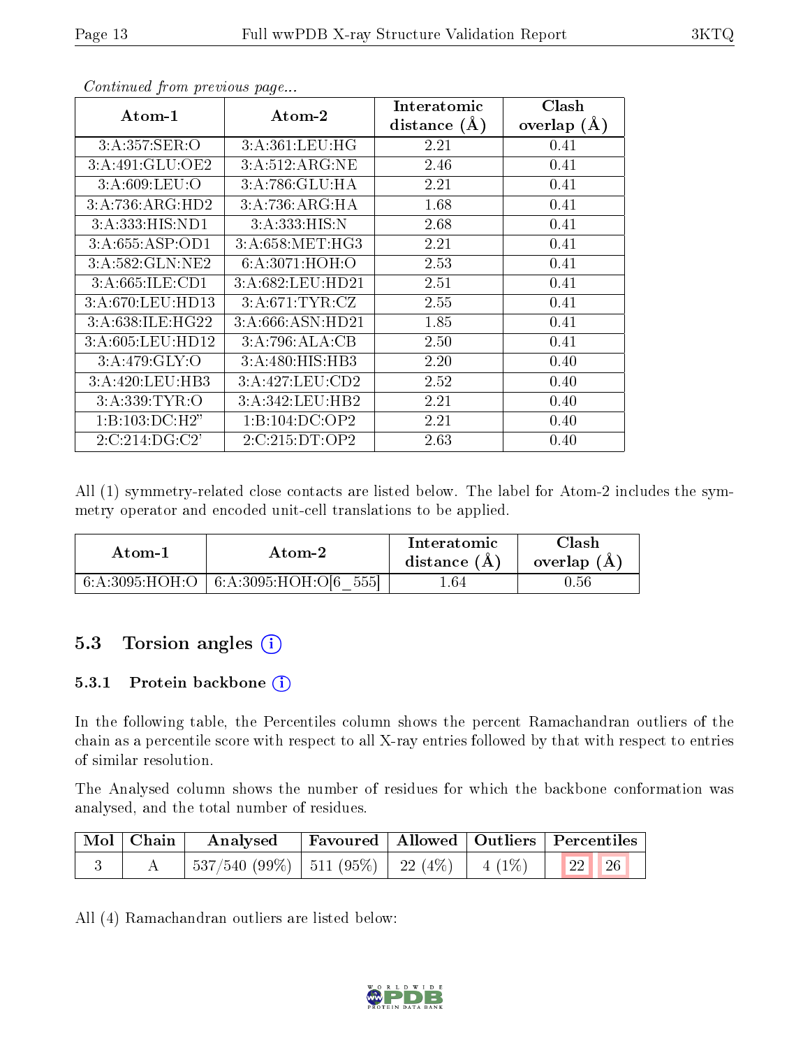*Continued from previous page...*

| Atom-1 | Atom-2 | Interatomic distance (Å) | Clash overlap (Å) |
|---|---|---|---|
| 3:A:357:SER:O | 3:A:361:LEU:HG | 2.21 | 0.41 |
| 3:A:491:GLU:OE2 | 3:A:512:ARG:NE | 2.46 | 0.41 |
| 3:A:609:LEU:O | 3:A:786:GLU:HA | 2.21 | 0.41 |
| 3:A:736:ARG:HD2 | 3:A:736:ARG:HA | 1.68 | 0.41 |
| 3:A:333:HIS:ND1 | 3:A:333:HIS:N | 2.68 | 0.41 |
| 3:A:655:ASP:OD1 | 3:A:658:MET:HG3 | 2.21 | 0.41 |
| 3:A:582:GLN:NE2 | 6:A:3071:HOH:O | 2.53 | 0.41 |
| 3:A:665:ILE:CD1 | 3:A:682:LEU:HD21 | 2.51 | 0.41 |
| 3:A:670:LEU:HD13 | 3:A:671:TYR:CZ | 2.55 | 0.41 |
| 3:A:638:ILE:HG22 | 3:A:666:ASN:HD21 | 1.85 | 0.41 |
| 3:A:605:LEU:HD12 | 3:A:796:ALA:CB | 2.50 | 0.41 |
| 3:A:479:GLY:O | 3:A:480:HIS:HB3 | 2.20 | 0.40 |
| 3:A:420:LEU:HB3 | 3:A:427:LEU:CD2 | 2.52 | 0.40 |
| 3:A:339:TYR:O | 3:A:342:LEU:HB2 | 2.21 | 0.40 |
| 1:B:103:DC:H2" | 1:B:104:DC:OP2 | 2.21 | 0.40 |
| 2:C:214:DG:C2' | 2:C:215:DT:OP2 | 2.63 | 0.40 |

All (1) symmetry-related close contacts are listed below. The label for Atom-2 includes the symmetry operator and encoded unit-cell translations to be applied.

| Atom-1 | Atom-2 | Interatomic distance (Å) | Clash overlap (Å) |
|---|---|---|---|
| 6:A:3095:HOH:O | 6:A:3095:HOH:O[6_555] | 1.64 | 0.56 |

## 5.3 Torsion angles

### 5.3.1 Protein backbone

In the following table, the Percentiles column shows the percent Ramachandran outliers of the chain as a percentile score with respect to all X-ray entries followed by that with respect to entries of similar resolution.

The Analysed column shows the number of residues for which the backbone conformation was analysed, and the total number of residues.

| Mol | Chain | Analysed | Favoured | Allowed | Outliers | Percentiles | |
|---|---|---|---|---|---|---|---|
| 3 | A | 537/540 (99%) | 511 (95%) | 22 (4%) | 4 (1%) | 22 | 26 |

All (4) Ramachandran outliers are listed below: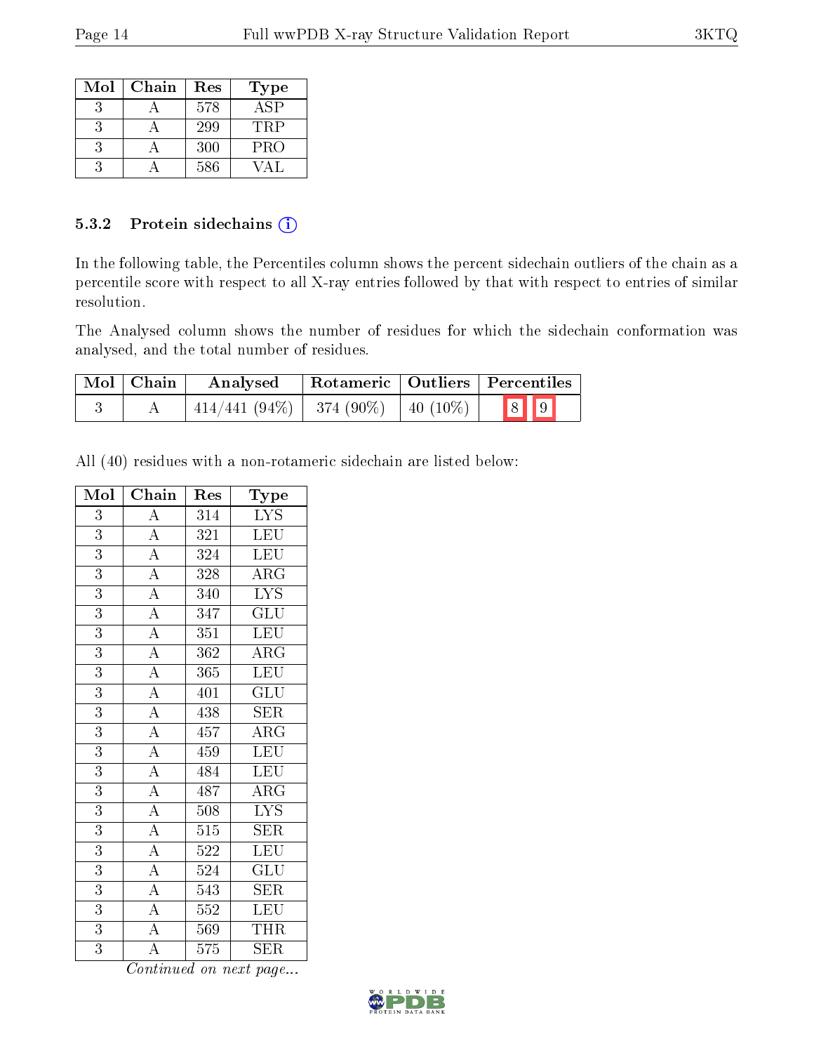| Mol | Chain | Res | Type |
|---|---|---|---|
| 3 | A | 578 | ASP |
| 3 | A | 299 | TRP |
| 3 | A | 300 | PRO |
| 3 | A | 586 | VAL |

### 5.3.2 Protein sidechains

In the following table, the Percentiles column shows the percent sidechain outliers of the chain as a percentile score with respect to all X-ray entries followed by that with respect to entries of similar resolution.

The Analysed column shows the number of residues for which the sidechain conformation was analysed, and the total number of residues.

| Mol | Chain | Analysed | Rotameric | Outliers | Percentiles |
|---|---|---|---|---|---|
| 3 | A | 414/441 (94%) | 374 (90%) | 40 (10%) | 8 9 |

All (40) residues with a non-rotameric sidechain are listed below:

| Mol | Chain | Res | Type |
|---|---|---|---|
| 3 | A | 314 | LYS |
| 3 | A | 321 | LEU |
| 3 | A | 324 | LEU |
| 3 | A | 328 | ARG |
| 3 | A | 340 | LYS |
| 3 | A | 347 | GLU |
| 3 | A | 351 | LEU |
| 3 | A | 362 | ARG |
| 3 | A | 365 | LEU |
| 3 | A | 401 | GLU |
| 3 | A | 438 | SER |
| 3 | A | 457 | ARG |
| 3 | A | 459 | LEU |
| 3 | A | 484 | LEU |
| 3 | A | 487 | ARG |
| 3 | A | 508 | LYS |
| 3 | A | 515 | SER |
| 3 | A | 522 | LEU |
| 3 | A | 524 | GLU |
| 3 | A | 543 | SER |
| 3 | A | 552 | LEU |
| 3 | A | 569 | THR |
| 3 | A | 575 | SER |

*Continued on next page...*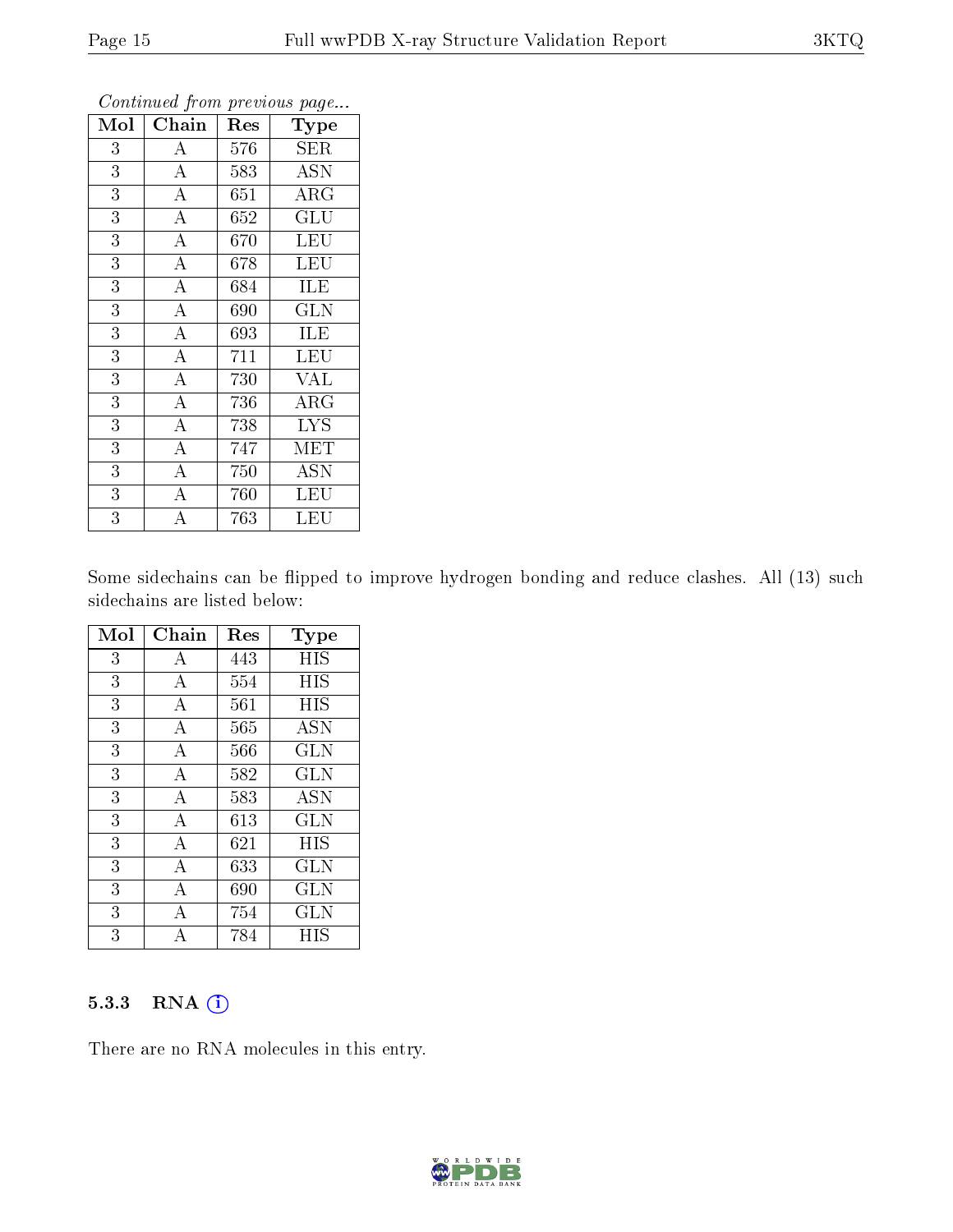*Continued from previous page...*

| Mol | Chain | Res | Type |
|---|---|---|---|
| 3 | A | 576 | SER |
| 3 | A | 583 | ASN |
| 3 | A | 651 | ARG |
| 3 | A | 652 | GLU |
| 3 | A | 670 | LEU |
| 3 | A | 678 | LEU |
| 3 | A | 684 | ILE |
| 3 | A | 690 | GLN |
| 3 | A | 693 | ILE |
| 3 | A | 711 | LEU |
| 3 | A | 730 | VAL |
| 3 | A | 736 | ARG |
| 3 | A | 738 | LYS |
| 3 | A | 747 | MET |
| 3 | A | 750 | ASN |
| 3 | A | 760 | LEU |
| 3 | A | 763 | LEU |

Some sidechains can be flipped to improve hydrogen bonding and reduce clashes. All (13) such sidechains are listed below:

| Mol | Chain | Res | Type |
|---|---|---|---|
| 3 | A | 443 | HIS |
| 3 | A | 554 | HIS |
| 3 | A | 561 | HIS |
| 3 | A | 565 | ASN |
| 3 | A | 566 | GLN |
| 3 | A | 582 | GLN |
| 3 | A | 583 | ASN |
| 3 | A | 613 | GLN |
| 3 | A | 621 | HIS |
| 3 | A | 633 | GLN |
| 3 | A | 690 | GLN |
| 3 | A | 754 | GLN |
| 3 | A | 784 | HIS |

### 5.3.3 RNA

There are no RNA molecules in this entry.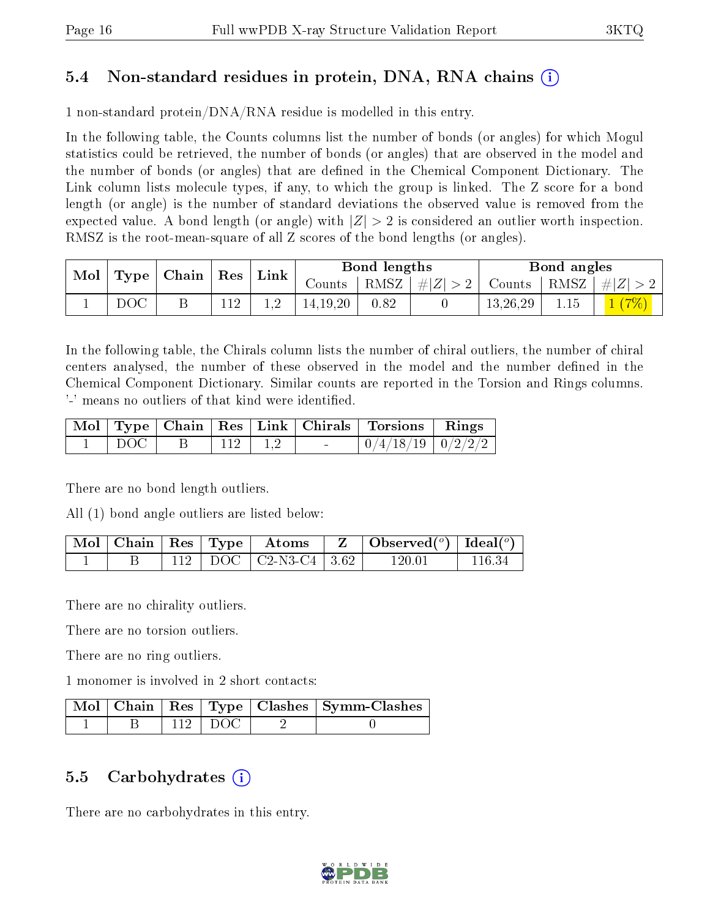## 5.4 Non-standard residues in protein, DNA, RNA chains (i)

1 non-standard protein/DNA/RNA residue is modelled in this entry.

In the following table, the Counts columns list the number of bonds (or angles) for which Mogul statistics could be retrieved, the number of bonds (or angles) that are observed in the model and the number of bonds (or angles) that are defined in the Chemical Component Dictionary. The Link column lists molecule types, if any, to which the group is linked. The Z score for a bond length (or angle) is the number of standard deviations the observed value is removed from the expected value. A bond length (or angle) with $|Z| > 2$ is considered an outlier worth inspection. RMSZ is the root-mean-square of all Z scores of the bond lengths (or angles).

| Mol | Type | Chain | Res | Link | Bond lengths | | | Bond angles | | |
|---|---|---|---|---|---|---|---|---|---|---|
| | | | | | Counts | RMSZ | $\#\|Z\| > 2$ | Counts | RMSZ | $\#\|Z\| > 2$ |
| 1 | DOC | B | 112 | 1,2 | 14,19,20 | 0.82 | 0 | 13,26,29 | 1.15 | 1 (7%) |

In the following table, the Chirals column lists the number of chiral outliers, the number of chiral centers analysed, the number of these observed in the model and the number defined in the Chemical Component Dictionary. Similar counts are reported in the Torsion and Rings columns. '-' means no outliers of that kind were identified.

| Mol | Type | Chain | Res | Link | Chirals | Torsions | Rings |
|---|---|---|---|---|---|---|---|
| 1 | DOC | B | 112 | 1,2 | - | 0/4/18/19 | 0/2/2/2 |

There are no bond length outliers.

All (1) bond angle outliers are listed below:

| Mol | Chain | Res | Type | Atoms | Z | Observed($^o$) | Ideal($^o$) |
|---|---|---|---|---|---|---|---|
| 1 | B | 112 | DOC | C2-N3-C4 | 3.62 | 120.01 | 116.34 |

There are no chirality outliers.

There are no torsion outliers.

There are no ring outliers.

1 monomer is involved in 2 short contacts:

| Mol | Chain | Res | Type | Clashes | Symm-Clashes |
|---|---|---|---|---|---|
| 1 | B | 112 | DOC | 2 | 0 |

## 5.5 Carbohydrates (i)

There are no carbohydrates in this entry.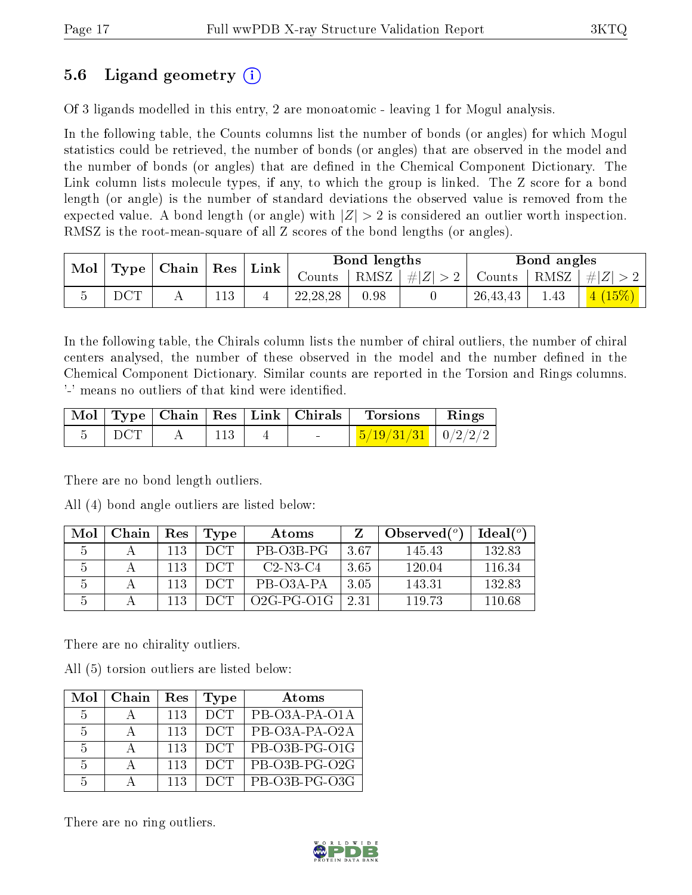## 5.6 Ligand geometry (i)

Of 3 ligands modelled in this entry, 2 are monoatomic - leaving 1 for Mogul analysis.

In the following table, the Counts columns list the number of bonds (or angles) for which Mogul statistics could be retrieved, the number of bonds (or angles) that are observed in the model and the number of bonds (or angles) that are defined in the Chemical Component Dictionary. The Link column lists molecule types, if any, to which the group is linked. The Z score for a bond length (or angle) is the number of standard deviations the observed value is removed from the expected value. A bond length (or angle) with $|Z| > 2$ is considered an outlier worth inspection. RMSZ is the root-mean-square of all Z scores of the bond lengths (or angles).

| Mol | Type | Chain | Res | Link | Bond lengths | | | Bond angles | | |
|---|---|---|---|---|---|---|---|---|---|---|
| | | | | | Counts | RMSZ | #\|Z\| > 2 | Counts | RMSZ | #\|Z\| > 2 |
| 5 | DCT | A | 113 | 4 | 22,28,28 | 0.98 | 0 | 26,43,43 | 1.43 | 4 (15%) |

In the following table, the Chirals column lists the number of chiral outliers, the number of chiral centers analysed, the number of these observed in the model and the number defined in the Chemical Component Dictionary. Similar counts are reported in the Torsion and Rings columns. '-' means no outliers of that kind were identified.

| Mol | Type | Chain | Res | Link | Chirals | Torsions | Rings |
|---|---|---|---|---|---|---|---|
| 5 | DCT | A | 113 | 4 | - | 5/19/31/31 | 0/2/2/2 |

There are no bond length outliers.

All (4) bond angle outliers are listed below:

| Mol | Chain | Res | Type | Atoms | Z | Observed(°) | Ideal(°) |
|---|---|---|---|---|---|---|---|
| 5 | A | 113 | DCT | PB-O3B-PG | 3.67 | 145.43 | 132.83 |
| 5 | A | 113 | DCT | C2-N3-C4 | 3.65 | 120.04 | 116.34 |
| 5 | A | 113 | DCT | PB-O3A-PA | 3.05 | 143.31 | 132.83 |
| 5 | A | 113 | DCT | O2G-PG-O1G | 2.31 | 119.73 | 110.68 |

There are no chirality outliers.

All (5) torsion outliers are listed below:

| Mol | Chain | Res | Type | Atoms |
|---|---|---|---|---|
| 5 | A | 113 | DCT | PB-O3A-PA-O1A |
| 5 | A | 113 | DCT | PB-O3A-PA-O2A |
| 5 | A | 113 | DCT | PB-O3B-PG-O1G |
| 5 | A | 113 | DCT | PB-O3B-PG-O2G |
| 5 | A | 113 | DCT | PB-O3B-PG-O3G |

There are no ring outliers.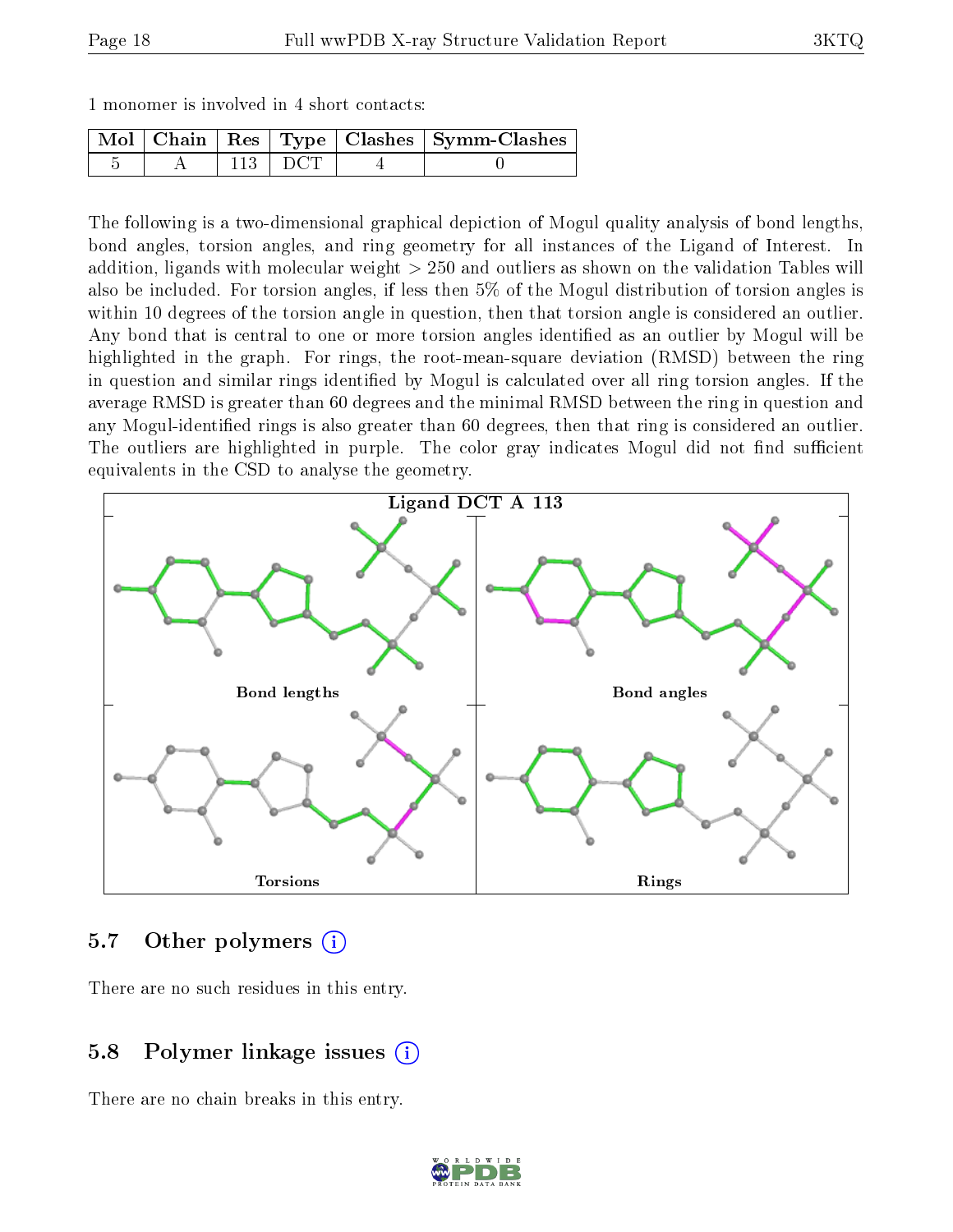1 monomer is involved in 4 short contacts:

| Mol | Chain | Res | Type | Clashes | Symm-Clashes |
|---|---|---|---|---|---|
| 5 | A | 113 | DCT | 4 | 0 |

The following is a two-dimensional graphical depiction of Mogul quality analysis of bond lengths, bond angles, torsion angles, and ring geometry for all instances of the Ligand of Interest. In addition, ligands with molecular weight > 250 and outliers as shown on the validation Tables will also be included. For torsion angles, if less then 5% of the Mogul distribution of torsion angles is within 10 degrees of the torsion angle in question, then that torsion angle is considered an outlier. Any bond that is central to one or more torsion angles identified as an outlier by Mogul will be highlighted in the graph. For rings, the root-mean-square deviation (RMSD) between the ring in question and similar rings identified by Mogul is calculated over all ring torsion angles. If the average RMSD is greater than 60 degrees and the minimal RMSD between the ring in question and any Mogul-identified rings is also greater than 60 degrees, then that ring is considered an outlier. The outliers are highlighted in purple. The color gray indicates Mogul did not find sufficient equivalents in the CSD to analyse the geometry.

Ligand DCT A 113

Bond lengths

Bond angles

Torsions

Rings

## 5.7 Other polymers

There are no such residues in this entry.

## 5.8 Polymer linkage issues

There are no chain breaks in this entry.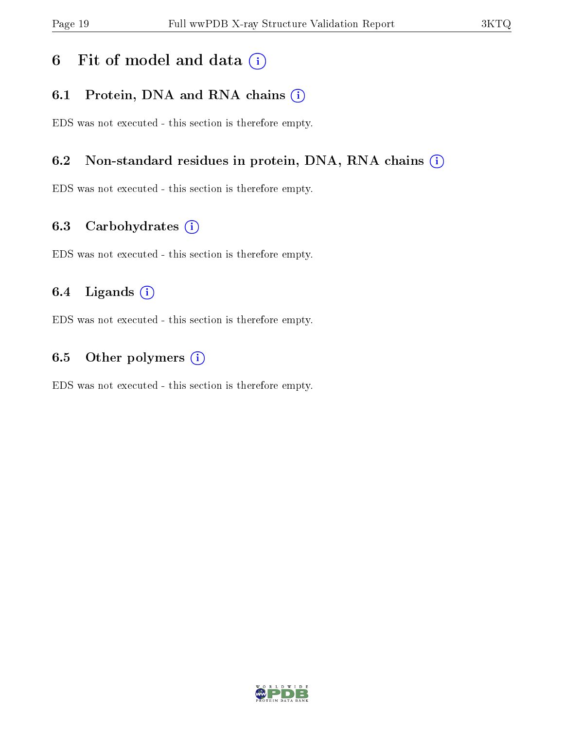# 6 Fit of model and data

## 6.1 Protein, DNA and RNA chains

EDS was not executed - this section is therefore empty.

## 6.2 Non-standard residues in protein, DNA, RNA chains

EDS was not executed - this section is therefore empty.

## 6.3 Carbohydrates

EDS was not executed - this section is therefore empty.

## 6.4 Ligands

EDS was not executed - this section is therefore empty.

## 6.5 Other polymers

EDS was not executed - this section is therefore empty.